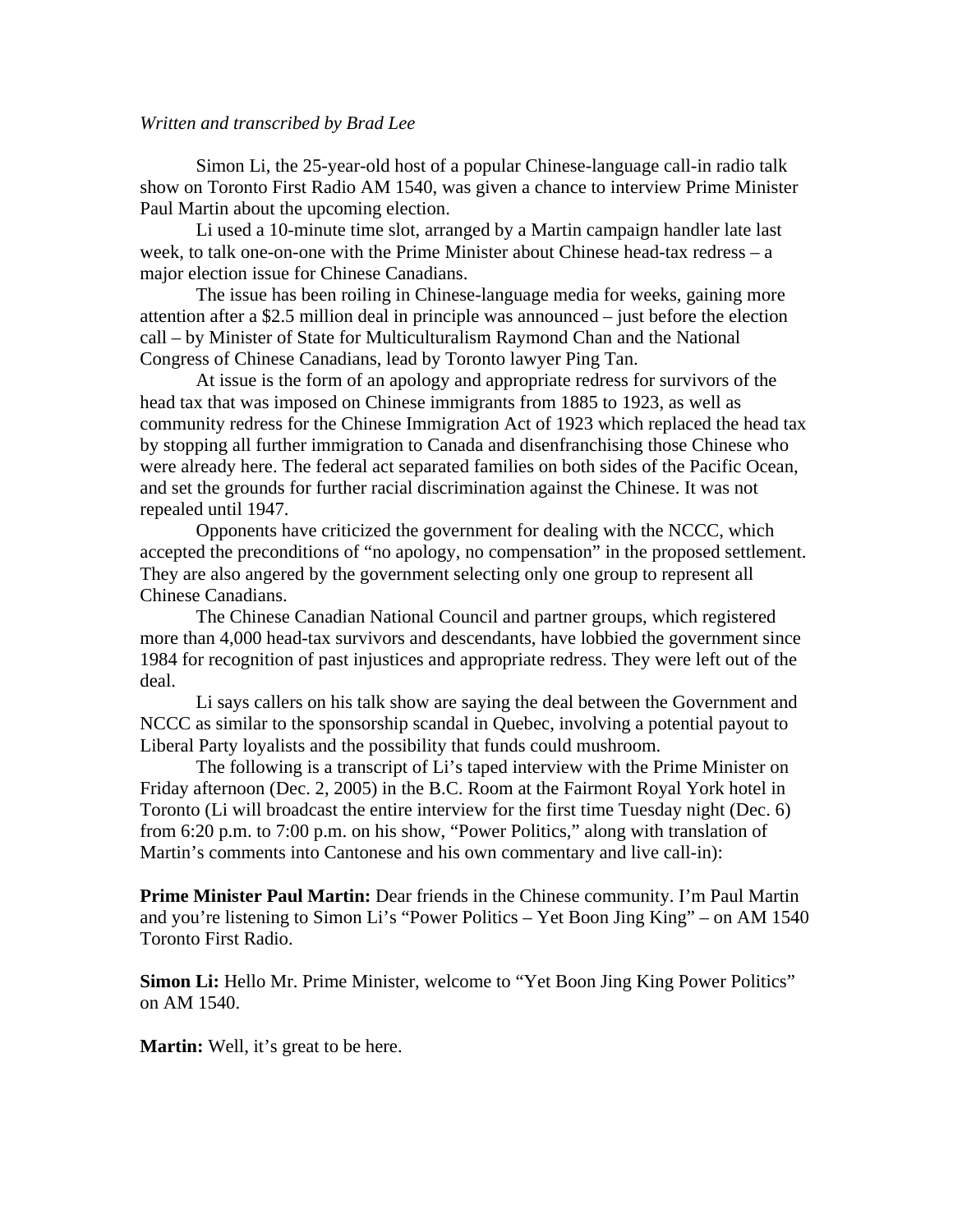*Written and transcribed by Brad Lee*

Simon Li, the 25-year-old host of a popular Chinese-language call-in radio talk show on Toronto First Radio AM 1540, was given a chance to interview Prime Minister Paul Martin about the upcoming election.

Li used a 10-minute time slot, arranged by a Martin campaign handler late last week, to talk one-on-one with the Prime Minister about Chinese head-tax redress – a major election issue for Chinese Canadians.

The issue has been roiling in Chinese-language media for weeks, gaining more attention after a $2.5 million deal in principle was announced – just before the election call – by Minister of State for Multiculturalism Raymond Chan and the National Congress of Chinese Canadians, lead by Toronto lawyer Ping Tan.

At issue is the form of an apology and appropriate redress for survivors of the head tax that was imposed on Chinese immigrants from 1885 to 1923, as well as community redress for the Chinese Immigration Act of 1923 which replaced the head tax by stopping all further immigration to Canada and disenfranchising those Chinese who were already here. The federal act separated families on both sides of the Pacific Ocean, and set the grounds for further racial discrimination against the Chinese. It was not repealed until 1947.

Opponents have criticized the government for dealing with the NCCC, which accepted the preconditions of "no apology, no compensation" in the proposed settlement. They are also angered by the government selecting only one group to represent all Chinese Canadians.

The Chinese Canadian National Council and partner groups, which registered more than 4,000 head-tax survivors and descendants, have lobbied the government since 1984 for recognition of past injustices and appropriate redress. They were left out of the deal.

Li says callers on his talk show are saying the deal between the Government and NCCC as similar to the sponsorship scandal in Quebec, involving a potential payout to Liberal Party loyalists and the possibility that funds could mushroom.

The following is a transcript of Li's taped interview with the Prime Minister on Friday afternoon (Dec. 2, 2005) in the B.C. Room at the Fairmont Royal York hotel in Toronto (Li will broadcast the entire interview for the first time Tuesday night (Dec. 6) from 6:20 p.m. to 7:00 p.m. on his show, "Power Politics," along with translation of Martin's comments into Cantonese and his own commentary and live call-in):

**Prime Minister Paul Martin:** Dear friends in the Chinese community. I'm Paul Martin and you're listening to Simon Li's "Power Politics – Yet Boon Jing King" – on AM 1540 Toronto First Radio.

**Simon Li:** Hello Mr. Prime Minister, welcome to "Yet Boon Jing King Power Politics" on AM 1540.

**Martin:** Well, it's great to be here.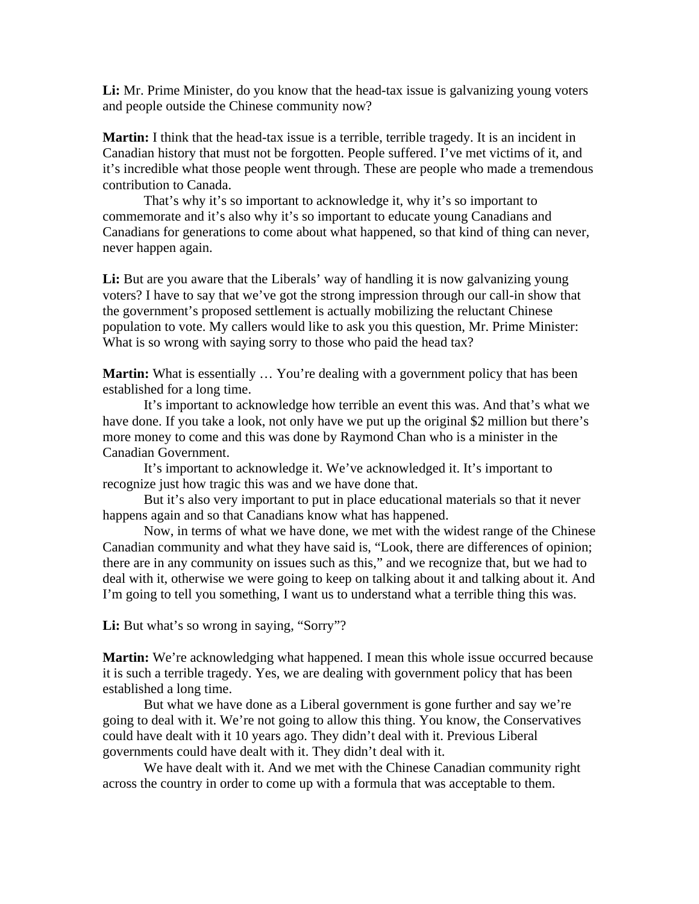**Li:** Mr. Prime Minister, do you know that the head-tax issue is galvanizing young voters and people outside the Chinese community now?

**Martin:** I think that the head-tax issue is a terrible, terrible tragedy. It is an incident in Canadian history that must not be forgotten. People suffered. I've met victims of it, and it's incredible what those people went through. These are people who made a tremendous contribution to Canada.

That's why it's so important to acknowledge it, why it's so important to commemorate and it's also why it's so important to educate young Canadians and Canadians for generations to come about what happened, so that kind of thing can never, never happen again.

**Li:** But are you aware that the Liberals' way of handling it is now galvanizing young voters? I have to say that we've got the strong impression through our call-in show that the government's proposed settlement is actually mobilizing the reluctant Chinese population to vote. My callers would like to ask you this question, Mr. Prime Minister: What is so wrong with saying sorry to those who paid the head tax?

**Martin:** What is essentially … You're dealing with a government policy that has been established for a long time.

It's important to acknowledge how terrible an event this was. And that's what we have done. If you take a look, not only have we put up the original $2 million but there's more money to come and this was done by Raymond Chan who is a minister in the Canadian Government.

It's important to acknowledge it. We've acknowledged it. It's important to recognize just how tragic this was and we have done that.

But it's also very important to put in place educational materials so that it never happens again and so that Canadians know what has happened.

Now, in terms of what we have done, we met with the widest range of the Chinese Canadian community and what they have said is, "Look, there are differences of opinion; there are in any community on issues such as this," and we recognize that, but we had to deal with it, otherwise we were going to keep on talking about it and talking about it. And I'm going to tell you something, I want us to understand what a terrible thing this was.

**Li:** But what's so wrong in saying, "Sorry"?

**Martin:** We're acknowledging what happened. I mean this whole issue occurred because it is such a terrible tragedy. Yes, we are dealing with government policy that has been established a long time.

But what we have done as a Liberal government is gone further and say we're going to deal with it. We're not going to allow this thing. You know, the Conservatives could have dealt with it 10 years ago. They didn't deal with it. Previous Liberal governments could have dealt with it. They didn't deal with it.

We have dealt with it. And we met with the Chinese Canadian community right across the country in order to come up with a formula that was acceptable to them.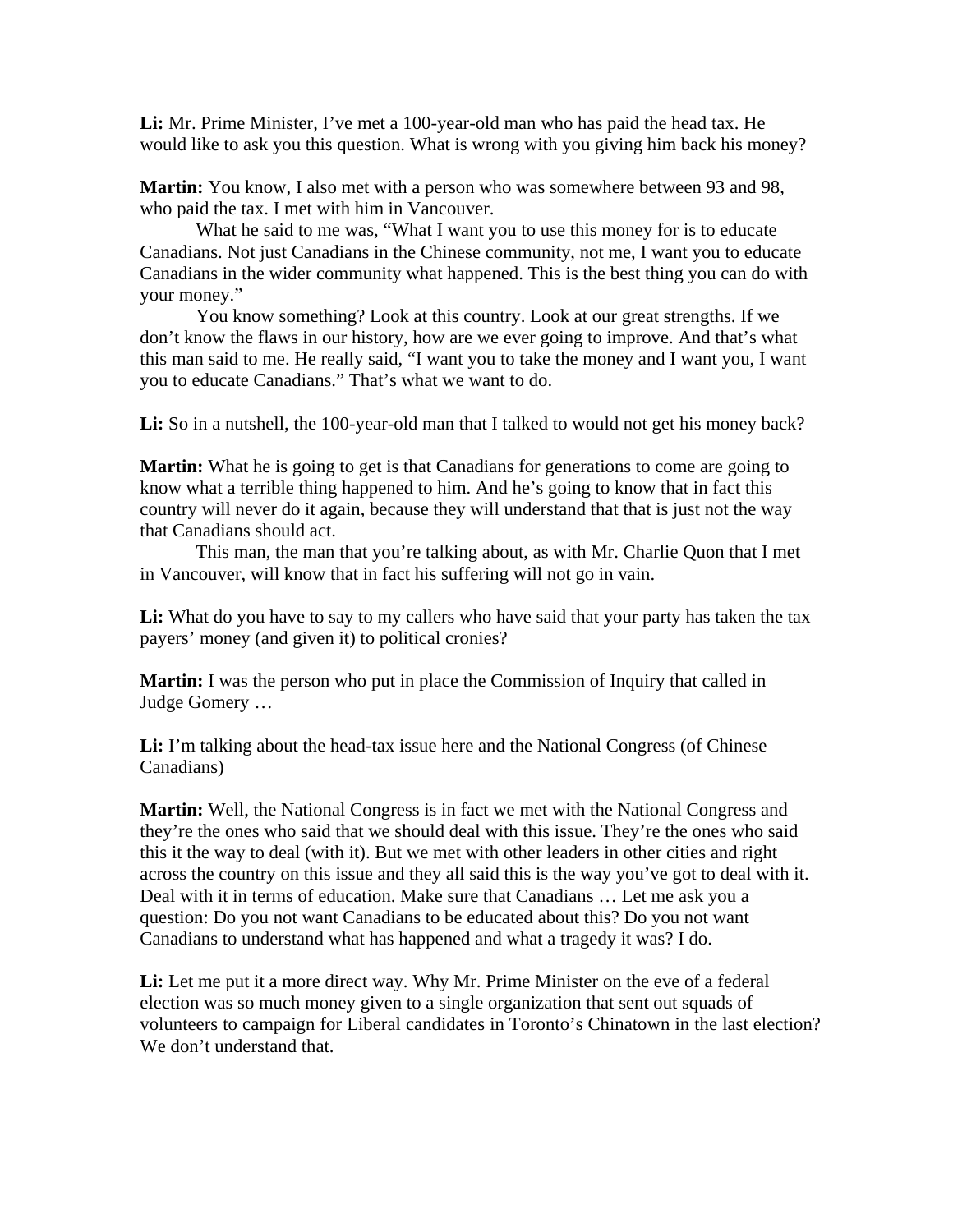**Li:** Mr. Prime Minister, I've met a 100-year-old man who has paid the head tax. He would like to ask you this question. What is wrong with you giving him back his money?

**Martin:** You know, I also met with a person who was somewhere between 93 and 98, who paid the tax. I met with him in Vancouver.

What he said to me was, "What I want you to use this money for is to educate Canadians. Not just Canadians in the Chinese community, not me, I want you to educate Canadians in the wider community what happened. This is the best thing you can do with your money."

You know something? Look at this country. Look at our great strengths. If we don't know the flaws in our history, how are we ever going to improve. And that's what this man said to me. He really said, "I want you to take the money and I want you, I want you to educate Canadians." That's what we want to do.

**Li:** So in a nutshell, the 100-year-old man that I talked to would not get his money back?

**Martin:** What he is going to get is that Canadians for generations to come are going to know what a terrible thing happened to him. And he's going to know that in fact this country will never do it again, because they will understand that that is just not the way that Canadians should act.

This man, the man that you're talking about, as with Mr. Charlie Quon that I met in Vancouver, will know that in fact his suffering will not go in vain.

**Li:** What do you have to say to my callers who have said that your party has taken the tax payers' money (and given it) to political cronies?

**Martin:** I was the person who put in place the Commission of Inquiry that called in Judge Gomery …

**Li:** I'm talking about the head-tax issue here and the National Congress (of Chinese Canadians)

**Martin:** Well, the National Congress is in fact we met with the National Congress and they're the ones who said that we should deal with this issue. They're the ones who said this it the way to deal (with it). But we met with other leaders in other cities and right across the country on this issue and they all said this is the way you've got to deal with it. Deal with it in terms of education. Make sure that Canadians … Let me ask you a question: Do you not want Canadians to be educated about this? Do you not want Canadians to understand what has happened and what a tragedy it was? I do.

**Li:** Let me put it a more direct way. Why Mr. Prime Minister on the eve of a federal election was so much money given to a single organization that sent out squads of volunteers to campaign for Liberal candidates in Toronto's Chinatown in the last election? We don't understand that.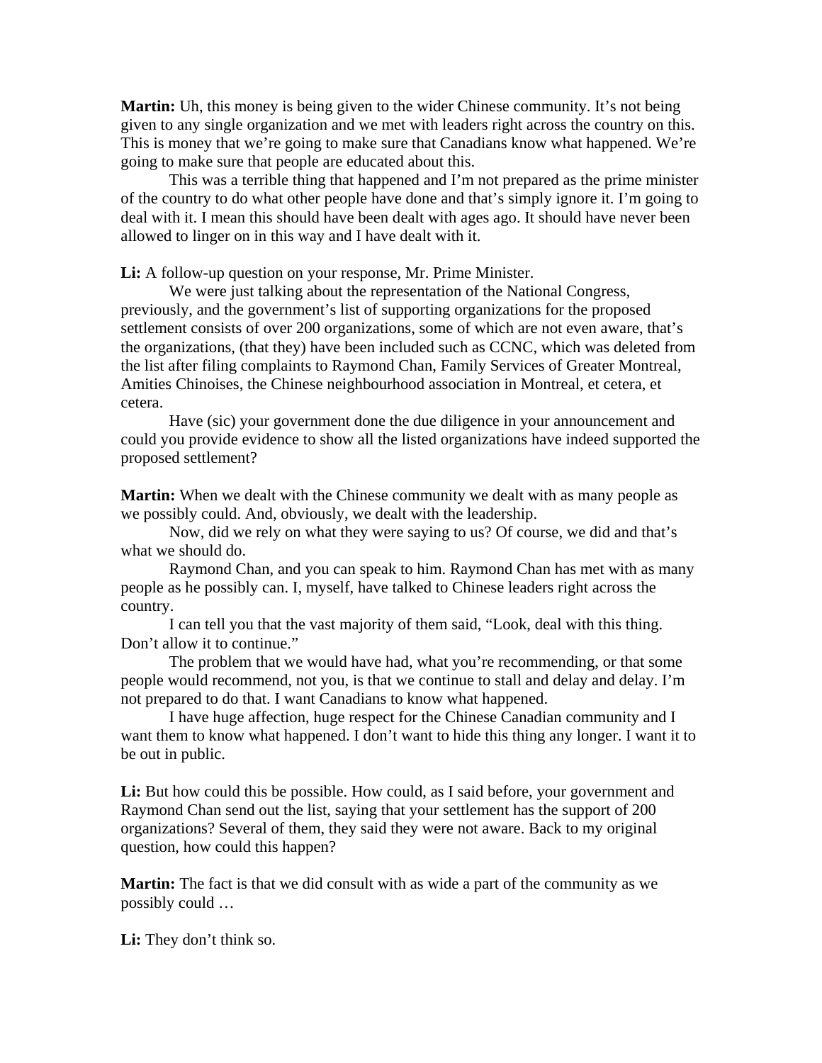**Martin:** Uh, this money is being given to the wider Chinese community. It's not being given to any single organization and we met with leaders right across the country on this. This is money that we're going to make sure that Canadians know what happened. We're going to make sure that people are educated about this.

This was a terrible thing that happened and I'm not prepared as the prime minister of the country to do what other people have done and that's simply ignore it. I'm going to deal with it. I mean this should have been dealt with ages ago. It should have never been allowed to linger on in this way and I have dealt with it.

**Li:** A follow-up question on your response, Mr. Prime Minister.

We were just talking about the representation of the National Congress, previously, and the government's list of supporting organizations for the proposed settlement consists of over 200 organizations, some of which are not even aware, that's the organizations, (that they) have been included such as CCNC, which was deleted from the list after filing complaints to Raymond Chan, Family Services of Greater Montreal, Amities Chinoises, the Chinese neighbourhood association in Montreal, et cetera, et cetera.

Have (sic) your government done the due diligence in your announcement and could you provide evidence to show all the listed organizations have indeed supported the proposed settlement?

**Martin:** When we dealt with the Chinese community we dealt with as many people as we possibly could. And, obviously, we dealt with the leadership.

Now, did we rely on what they were saying to us? Of course, we did and that's what we should do.

Raymond Chan, and you can speak to him. Raymond Chan has met with as many people as he possibly can. I, myself, have talked to Chinese leaders right across the country.

I can tell you that the vast majority of them said, "Look, deal with this thing. Don't allow it to continue."

The problem that we would have had, what you're recommending, or that some people would recommend, not you, is that we continue to stall and delay and delay. I'm not prepared to do that. I want Canadians to know what happened.

I have huge affection, huge respect for the Chinese Canadian community and I want them to know what happened. I don't want to hide this thing any longer. I want it to be out in public.

**Li:** But how could this be possible. How could, as I said before, your government and Raymond Chan send out the list, saying that your settlement has the support of 200 organizations? Several of them, they said they were not aware. Back to my original question, how could this happen?

**Martin:** The fact is that we did consult with as wide a part of the community as we possibly could …

**Li:** They don't think so.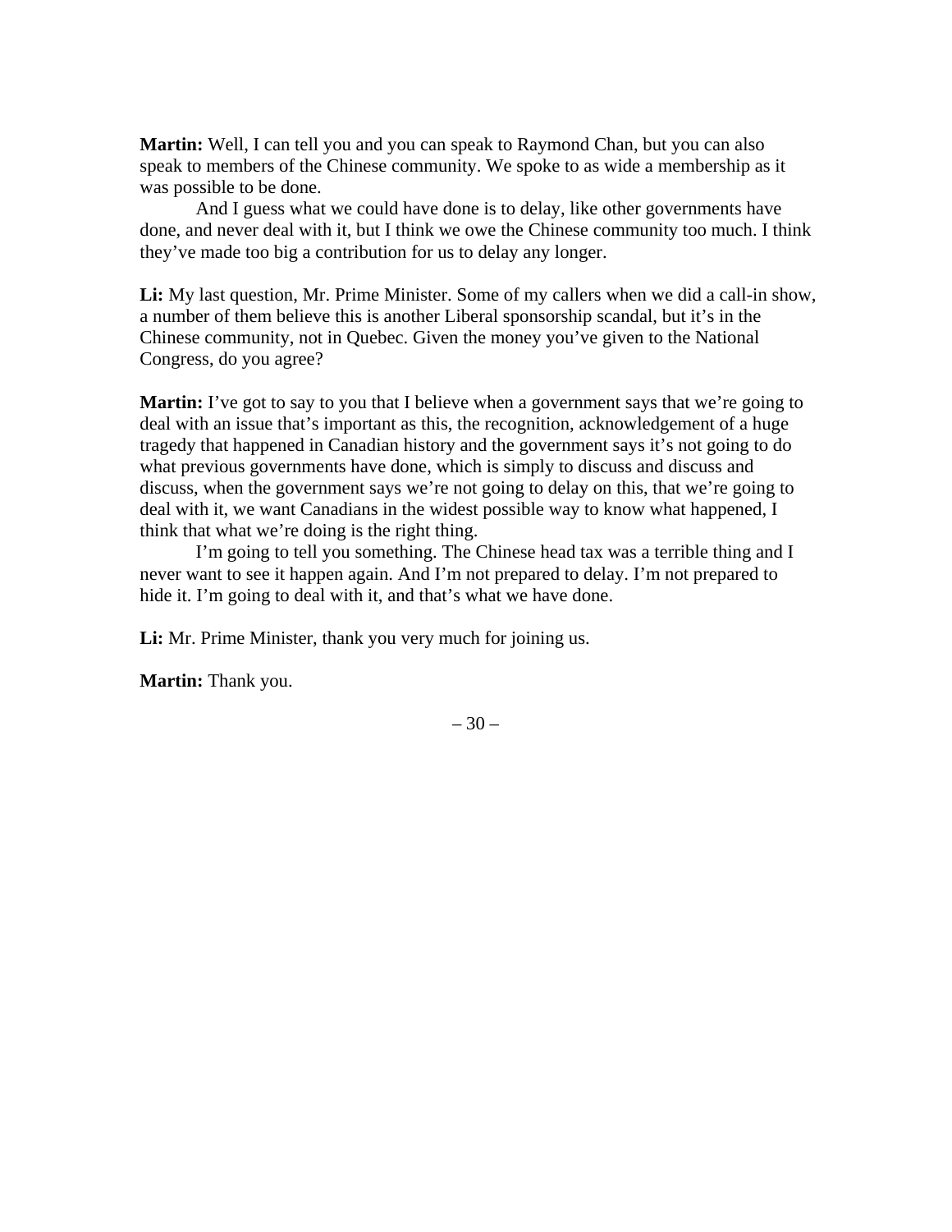**Martin:** Well, I can tell you and you can speak to Raymond Chan, but you can also speak to members of the Chinese community. We spoke to as wide a membership as it was possible to be done.

And I guess what we could have done is to delay, like other governments have done, and never deal with it, but I think we owe the Chinese community too much. I think they've made too big a contribution for us to delay any longer.

**Li:** My last question, Mr. Prime Minister. Some of my callers when we did a call-in show, a number of them believe this is another Liberal sponsorship scandal, but it's in the Chinese community, not in Quebec. Given the money you've given to the National Congress, do you agree?

**Martin:** I've got to say to you that I believe when a government says that we're going to deal with an issue that's important as this, the recognition, acknowledgement of a huge tragedy that happened in Canadian history and the government says it's not going to do what previous governments have done, which is simply to discuss and discuss and discuss, when the government says we're not going to delay on this, that we're going to deal with it, we want Canadians in the widest possible way to know what happened, I think that what we're doing is the right thing.

I'm going to tell you something. The Chinese head tax was a terrible thing and I never want to see it happen again. And I'm not prepared to delay. I'm not prepared to hide it. I'm going to deal with it, and that's what we have done.

**Li:** Mr. Prime Minister, thank you very much for joining us.

**Martin:** Thank you.

– 30 –